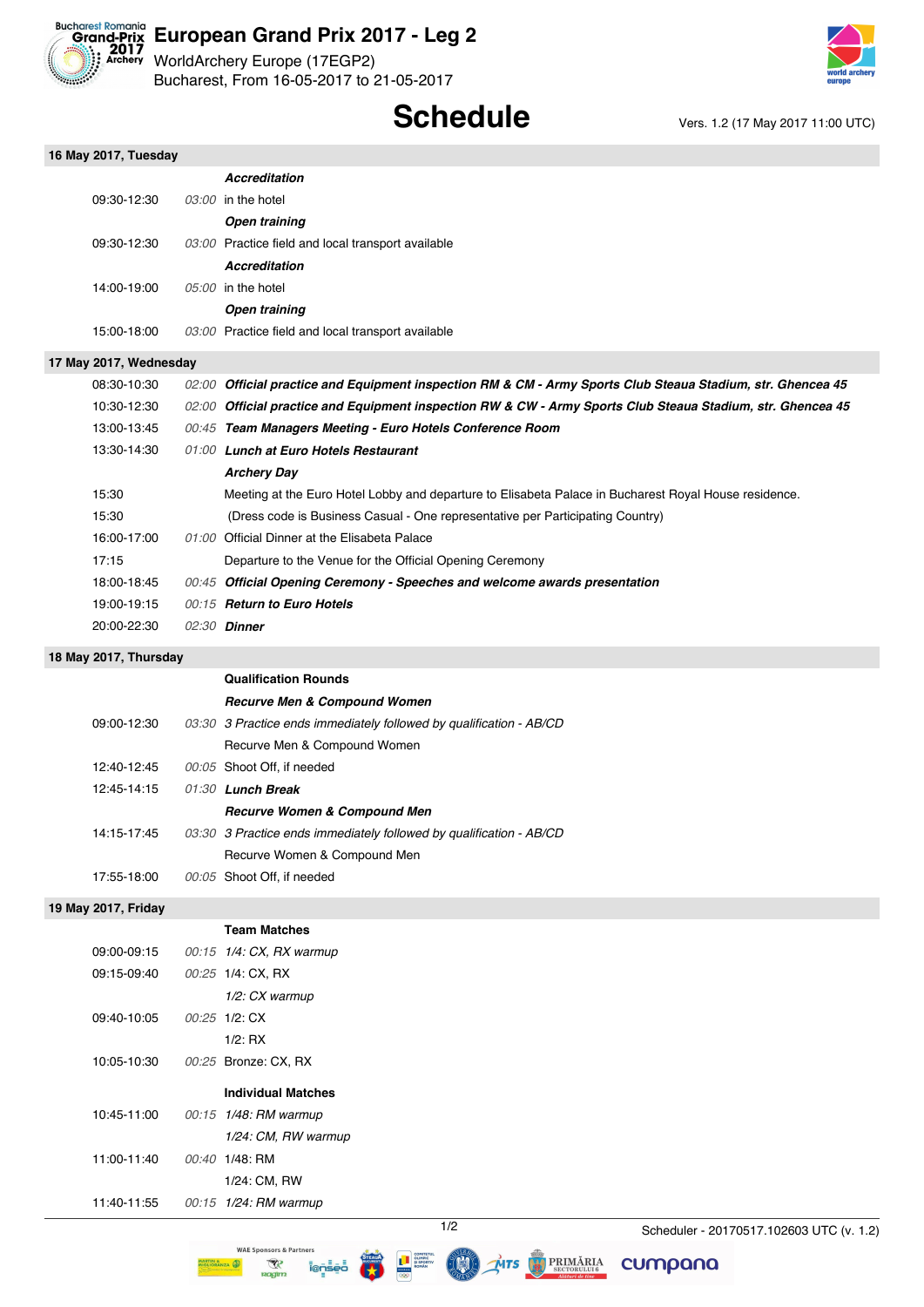# European Grand Prix 2017 - Leg 2

WorldArchery Europe (17EGP2)
Bucharest, From 16-05-2017 to 21-05-2017

## Schedule

Vers. 1.2 (17 May 2017 11:00 UTC)

### 16 May 2017, Tuesday

| Time | Duration | Event |
|---|---|---|
| | | ***Accreditation*** |
| 09:30-12:30 | *03:00* | in the hotel |
| | | ***Open training*** |
| 09:30-12:30 | *03:00* | Practice field and local transport available |
| | | ***Accreditation*** |
| 14:00-19:00 | *05:00* | in the hotel |
| | | ***Open training*** |
| 15:00-18:00 | *03:00* | Practice field and local transport available |

### 17 May 2017, Wednesday

| Time | Duration | Event |
|---|---|---|
| 08:30-10:30 | *02:00* | ***Official practice and Equipment inspection RM & CM - Army Sports Club Steaua Stadium, str. Ghencea 45*** |
| 10:30-12:30 | *02:00* | ***Official practice and Equipment inspection RW & CW - Army Sports Club Steaua Stadium, str. Ghencea 45*** |
| 13:00-13:45 | *00:45* | ***Team Managers Meeting - Euro Hotels Conference Room*** |
| 13:30-14:30 | *01:00* | ***Lunch at Euro Hotels Restaurant*** |
| | | ***Archery Day*** |
| 15:30 | | Meeting at the Euro Hotel Lobby and departure to Elisabeta Palace in Bucharest Royal House residence. |
| 15:30 | | (Dress code is Business Casual - One representative per Participating Country) |
| 16:00-17:00 | *01:00* | Official Dinner at the Elisabeta Palace |
| 17:15 | | Departure to the Venue for the Official Opening Ceremony |
| 18:00-18:45 | *00:45* | ***Official Opening Ceremony - Speeches and welcome awards presentation*** |
| 19:00-19:15 | *00:15* | ***Return to Euro Hotels*** |
| 20:00-22:30 | *02:30* | ***Dinner*** |

### 18 May 2017, Thursday

| Time | Duration | Event |
|---|---|---|
| | | **Qualification Rounds** |
| | | ***Recurve Men & Compound Women*** |
| 09:00-12:30 | *03:30* | *3 Practice ends immediately followed by qualification - AB/CD* |
| | | Recurve Men & Compound Women |
| 12:40-12:45 | *00:05* | Shoot Off, if needed |
| 12:45-14:15 | *01:30* | ***Lunch Break*** |
| | | ***Recurve Women & Compound Men*** |
| 14:15-17:45 | *03:30* | *3 Practice ends immediately followed by qualification - AB/CD* |
| | | Recurve Women & Compound Men |
| 17:55-18:00 | *00:05* | Shoot Off, if needed |

### 19 May 2017, Friday

| Time | Duration | Event |
|---|---|---|
| | | **Team Matches** |
| 09:00-09:15 | *00:15* | *1/4: CX, RX warmup* |
| 09:15-09:40 | *00:25* | 1/4: CX, RX |
| | | *1/2: CX warmup* |
| 09:40-10:05 | *00:25* | 1/2: CX |
| | | 1/2: RX |
| 10:05-10:30 | *00:25* | Bronze: CX, RX |
| | | **Individual Matches** |
| 10:45-11:00 | *00:15* | *1/48: RM warmup* |
| | | *1/24: CM, RW warmup* |
| 11:00-11:40 | *00:40* | 1/48: RM |
| | | 1/24: CM, RW |
| 11:40-11:55 | *00:15* | *1/24: RM warmup* |

Scheduler - 20170517.102603 UTC (v. 1.2)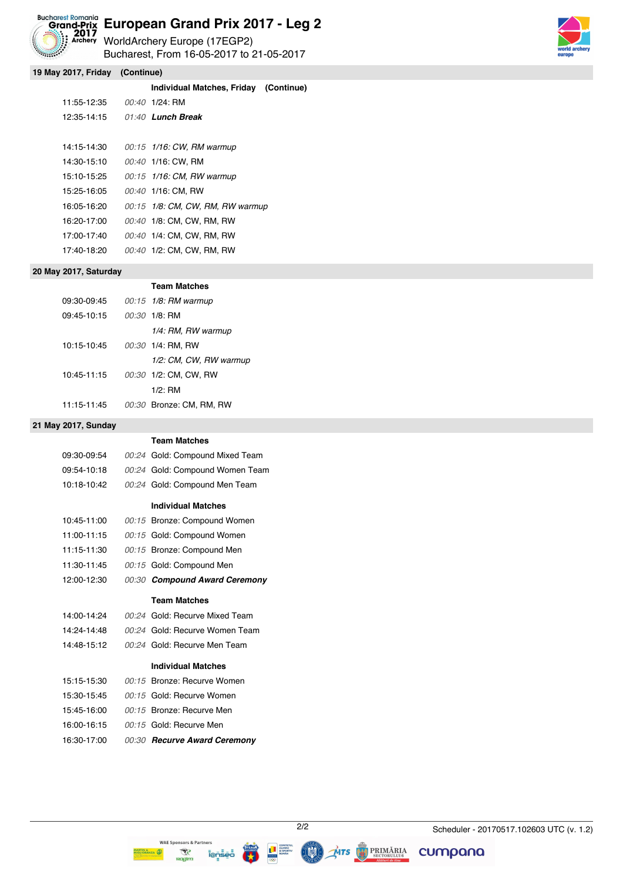# European Grand Prix 2017 - Leg 2

WorldArchery Europe (17EGP2)
Bucharest, From 16-05-2017 to 21-05-2017

## 19 May 2017, Friday (Continue)

**Individual Matches, Friday (Continue)**

| | | |
|---|---|---|
| 11:55-12:35 | *00:40* | 1/24: RM |
| 12:35-14:15 | *01:40* | ***Lunch Break*** |
| 14:15-14:30 | *00:15* | *1/16: CW, RM warmup* |
| 14:30-15:10 | *00:40* | 1/16: CW, RM |
| 15:10-15:25 | *00:15* | *1/16: CM, RW warmup* |
| 15:25-16:05 | *00:40* | 1/16: CM, RW |
| 16:05-16:20 | *00:15* | *1/8: CM, CW, RM, RW warmup* |
| 16:20-17:00 | *00:40* | 1/8: CM, CW, RM, RW |
| 17:00-17:40 | *00:40* | 1/4: CM, CW, RM, RW |
| 17:40-18:20 | *00:40* | 1/2: CM, CW, RM, RW |

## 20 May 2017, Saturday

**Team Matches**

| | | |
|---|---|---|
| 09:30-09:45 | *00:15* | *1/8: RM warmup* |
| 09:45-10:15 | *00:30* | 1/8: RM |
| | | *1/4: RM, RW warmup* |
| 10:15-10:45 | *00:30* | 1/4: RM, RW |
| | | *1/2: CM, CW, RW warmup* |
| 10:45-11:15 | *00:30* | 1/2: CM, CW, RW |
| | | 1/2: RM |
| 11:15-11:45 | *00:30* | Bronze: CM, RM, RW |

## 21 May 2017, Sunday

**Team Matches**

| | | |
|---|---|---|
| 09:30-09:54 | *00:24* | Gold: Compound Mixed Team |
| 09:54-10:18 | *00:24* | Gold: Compound Women Team |
| 10:18-10:42 | *00:24* | Gold: Compound Men Team |

**Individual Matches**

| | | |
|---|---|---|
| 10:45-11:00 | *00:15* | Bronze: Compound Women |
| 11:00-11:15 | *00:15* | Gold: Compound Women |
| 11:15-11:30 | *00:15* | Bronze: Compound Men |
| 11:30-11:45 | *00:15* | Gold: Compound Men |
| 12:00-12:30 | *00:30* | ***Compound Award Ceremony*** |

**Team Matches**

| | | |
|---|---|---|
| 14:00-14:24 | *00:24* | Gold: Recurve Mixed Team |
| 14:24-14:48 | *00:24* | Gold: Recurve Women Team |
| 14:48-15:12 | *00:24* | Gold: Recurve Men Team |

**Individual Matches**

| | | |
|---|---|---|
| 15:15-15:30 | *00:15* | Bronze: Recurve Women |
| 15:30-15:45 | *00:15* | Gold: Recurve Women |
| 15:45-16:00 | *00:15* | Bronze: Recurve Men |
| 16:00-16:15 | *00:15* | Gold: Recurve Men |
| 16:30-17:00 | *00:30* | ***Recurve Award Ceremony*** |

Scheduler - 20170517.102603 UTC (v. 1.2)